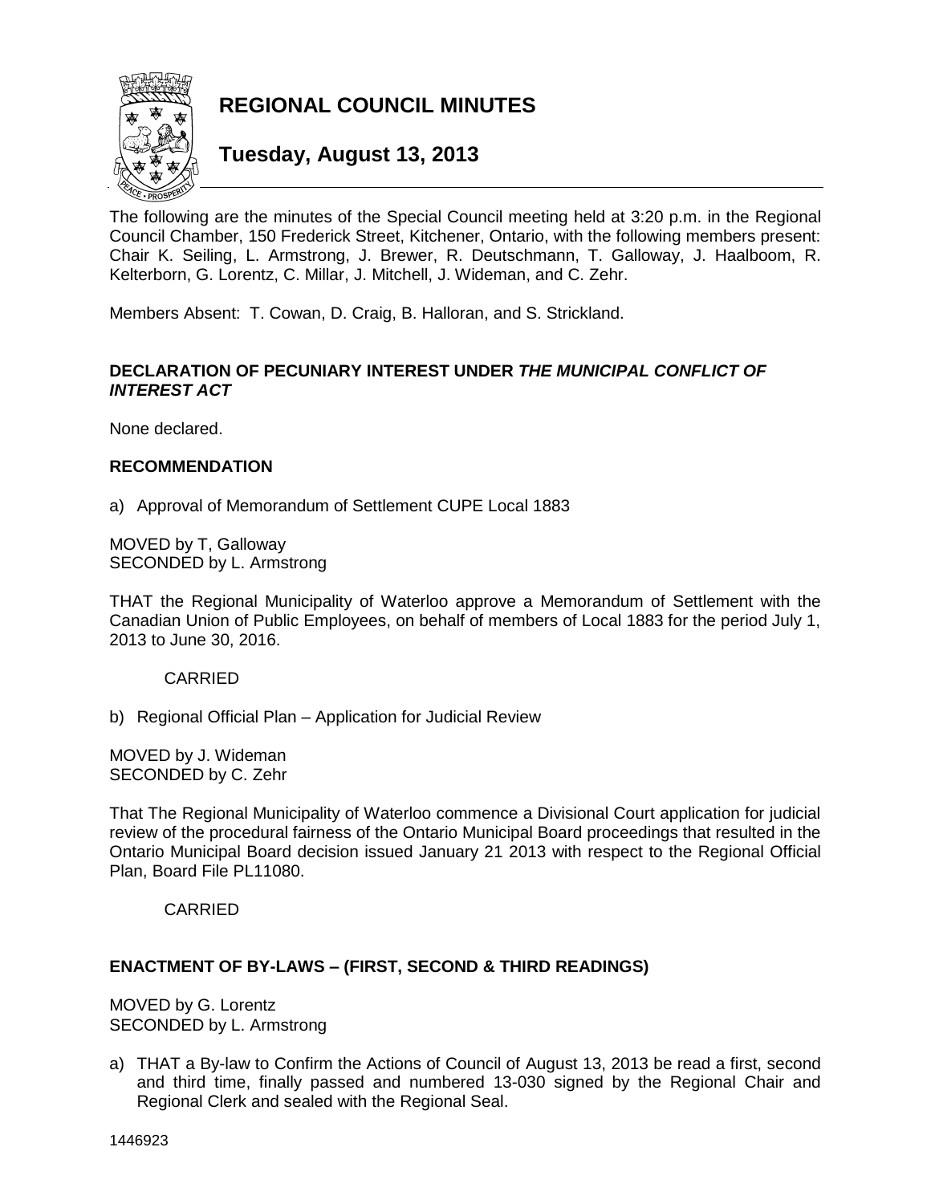# REGIONAL COUNCIL MINUTES

## Tuesday, August 13, 2013

The following are the minutes of the Special Council meeting held at 3:20 p.m. in the Regional Council Chamber, 150 Frederick Street, Kitchener, Ontario, with the following members present: Chair K. Seiling, L. Armstrong, J. Brewer, R. Deutschmann, T. Galloway, J. Haalboom, R. Kelterborn, G. Lorentz, C. Millar, J. Mitchell, J. Wideman, and C. Zehr.

Members Absent: T. Cowan, D. Craig, B. Halloran, and S. Strickland.

### DECLARATION OF PECUNIARY INTEREST UNDER *THE MUNICIPAL CONFLICT OF INTEREST ACT*

None declared.

### RECOMMENDATION

a) Approval of Memorandum of Settlement CUPE Local 1883

MOVED by T, Galloway
SECONDED by L. Armstrong

THAT the Regional Municipality of Waterloo approve a Memorandum of Settlement with the Canadian Union of Public Employees, on behalf of members of Local 1883 for the period July 1, 2013 to June 30, 2016.

CARRIED

b) Regional Official Plan – Application for Judicial Review

MOVED by J. Wideman
SECONDED by C. Zehr

That The Regional Municipality of Waterloo commence a Divisional Court application for judicial review of the procedural fairness of the Ontario Municipal Board proceedings that resulted in the Ontario Municipal Board decision issued January 21 2013 with respect to the Regional Official Plan, Board File PL11080.

CARRIED

### ENACTMENT OF BY-LAWS – (FIRST, SECOND & THIRD READINGS)

MOVED by G. Lorentz
SECONDED by L. Armstrong

a) THAT a By-law to Confirm the Actions of Council of August 13, 2013 be read a first, second and third time, finally passed and numbered 13-030 signed by the Regional Chair and Regional Clerk and sealed with the Regional Seal.

1446923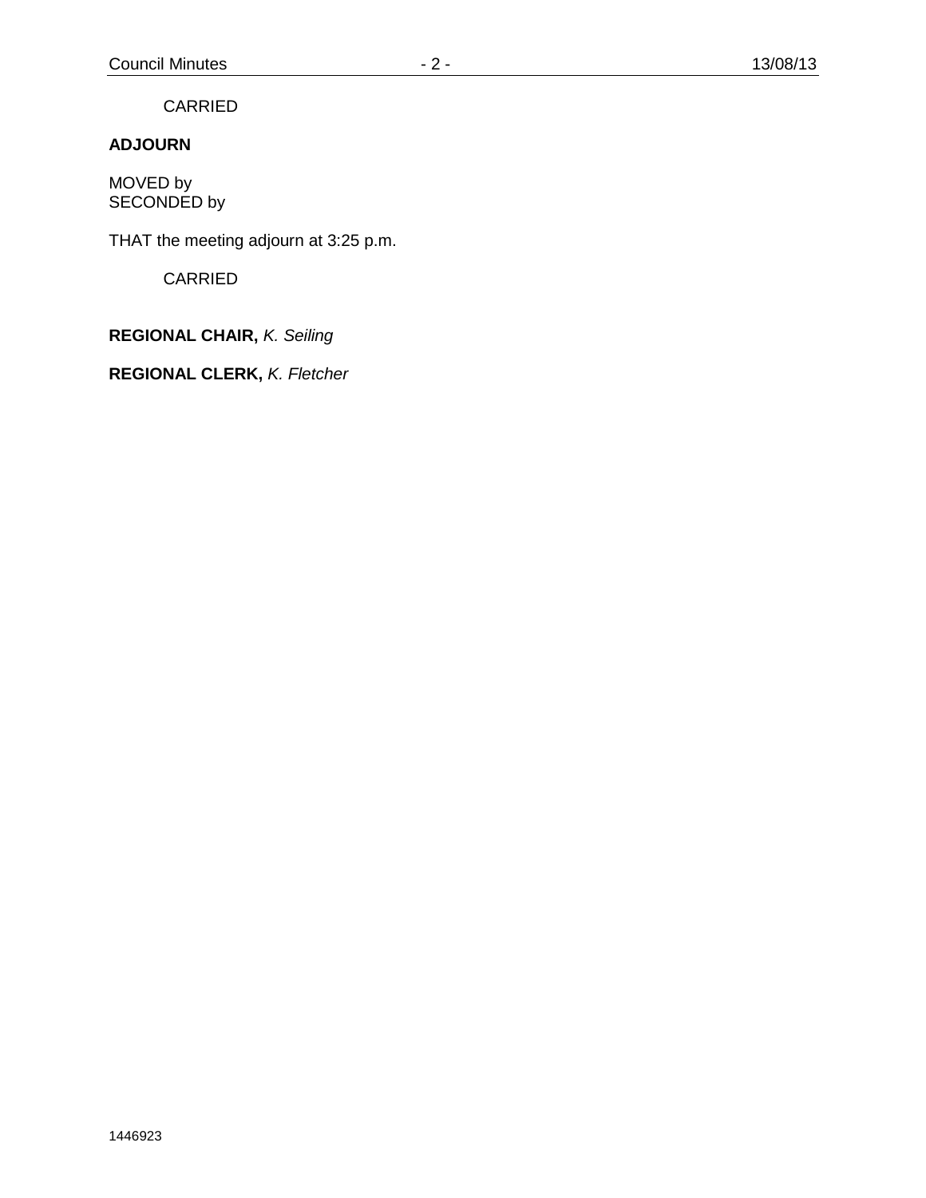CARRIED

**ADJOURN**

MOVED by
SECONDED by

THAT the meeting adjourn at 3:25 p.m.

CARRIED

**REGIONAL CHAIR,** *K. Seiling*

**REGIONAL CLERK,** *K. Fletcher*

1446923